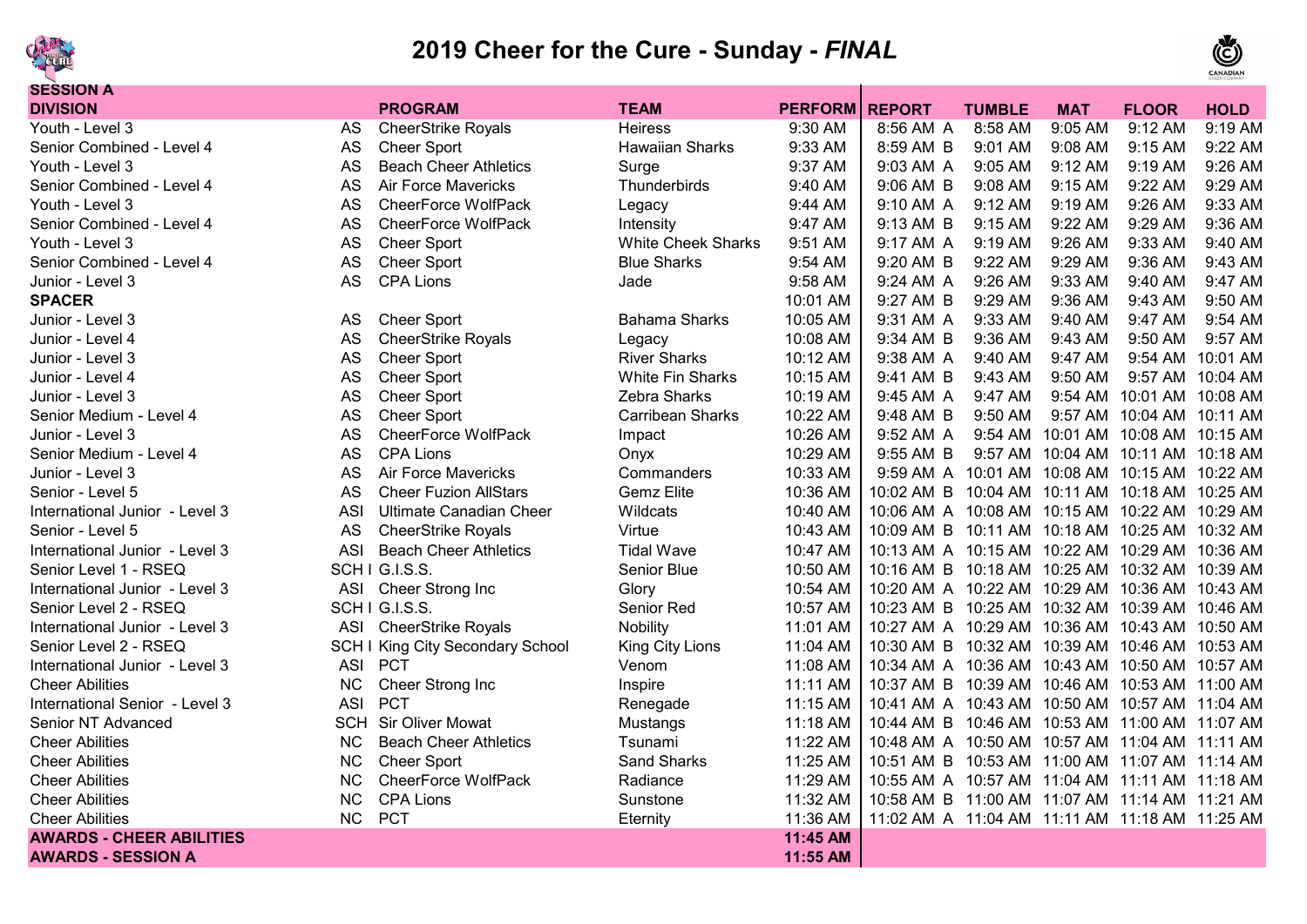# 2019 Cheer for the Cure - Sunday - *FINAL*

| DIVISION | | PROGRAM | TEAM | PERFORM | REPORT | TUMBLE | MAT | FLOOR | HOLD |
|---|---|---|---|---|---|---|---|---|---|
| **SESSION A** | | | | | | | | | |
| Youth - Level 3 | AS | CheerStrike Royals | Heiress | 9:30 AM | 8:56 AM A | 8:58 AM | 9:05 AM | 9:12 AM | 9:19 AM |
| Senior Combined - Level 4 | AS | Cheer Sport | Hawaiian Sharks | 9:33 AM | 8:59 AM B | 9:01 AM | 9:08 AM | 9:15 AM | 9:22 AM |
| Youth - Level 3 | AS | Beach Cheer Athletics | Surge | 9:37 AM | 9:03 AM A | 9:05 AM | 9:12 AM | 9:19 AM | 9:26 AM |
| Senior Combined - Level 4 | AS | Air Force Mavericks | Thunderbirds | 9:40 AM | 9:06 AM B | 9:08 AM | 9:15 AM | 9:22 AM | 9:29 AM |
| Youth - Level 3 | AS | CheerForce WolfPack | Legacy | 9:44 AM | 9:10 AM A | 9:12 AM | 9:19 AM | 9:26 AM | 9:33 AM |
| Senior Combined - Level 4 | AS | CheerForce WolfPack | Intensity | 9:47 AM | 9:13 AM B | 9:15 AM | 9:22 AM | 9:29 AM | 9:36 AM |
| Youth - Level 3 | AS | Cheer Sport | White Cheek Sharks | 9:51 AM | 9:17 AM A | 9:19 AM | 9:26 AM | 9:33 AM | 9:40 AM |
| Senior Combined - Level 4 | AS | Cheer Sport | Blue Sharks | 9:54 AM | 9:20 AM B | 9:22 AM | 9:29 AM | 9:36 AM | 9:43 AM |
| Junior - Level 3 | AS | CPA Lions | Jade | 9:58 AM | 9:24 AM A | 9:26 AM | 9:33 AM | 9:40 AM | 9:47 AM |
| **SPACER** | | | | 10:01 AM | 9:27 AM B | 9:29 AM | 9:36 AM | 9:43 AM | 9:50 AM |
| Junior - Level 3 | AS | Cheer Sport | Bahama Sharks | 10:05 AM | 9:31 AM A | 9:33 AM | 9:40 AM | 9:47 AM | 9:54 AM |
| Junior - Level 4 | AS | CheerStrike Royals | Legacy | 10:08 AM | 9:34 AM B | 9:36 AM | 9:43 AM | 9:50 AM | 9:57 AM |
| Junior - Level 3 | AS | Cheer Sport | River Sharks | 10:12 AM | 9:38 AM A | 9:40 AM | 9:47 AM | 9:54 AM | 10:01 AM |
| Junior - Level 4 | AS | Cheer Sport | White Fin Sharks | 10:15 AM | 9:41 AM B | 9:43 AM | 9:50 AM | 9:57 AM | 10:04 AM |
| Junior - Level 3 | AS | Cheer Sport | Zebra Sharks | 10:19 AM | 9:45 AM A | 9:47 AM | 9:54 AM | 10:01 AM | 10:08 AM |
| Senior Medium - Level 4 | AS | Cheer Sport | Carribean Sharks | 10:22 AM | 9:48 AM B | 9:50 AM | 9:57 AM | 10:04 AM | 10:11 AM |
| Junior - Level 3 | AS | CheerForce WolfPack | Impact | 10:26 AM | 9:52 AM A | 9:54 AM | 10:01 AM | 10:08 AM | 10:15 AM |
| Senior Medium - Level 4 | AS | CPA Lions | Onyx | 10:29 AM | 9:55 AM B | 9:57 AM | 10:04 AM | 10:11 AM | 10:18 AM |
| Junior - Level 3 | AS | Air Force Mavericks | Commanders | 10:33 AM | 9:59 AM A | 10:01 AM | 10:08 AM | 10:15 AM | 10:22 AM |
| Senior - Level 5 | AS | Cheer Fuzion AllStars | Gemz Elite | 10:36 AM | 10:02 AM B | 10:04 AM | 10:11 AM | 10:18 AM | 10:25 AM |
| International Junior - Level 3 | ASI | Ultimate Canadian Cheer | Wildcats | 10:40 AM | 10:06 AM A | 10:08 AM | 10:15 AM | 10:22 AM | 10:29 AM |
| Senior - Level 5 | AS | CheerStrike Royals | Virtue | 10:43 AM | 10:09 AM B | 10:11 AM | 10:18 AM | 10:25 AM | 10:32 AM |
| International Junior - Level 3 | ASI | Beach Cheer Athletics | Tidal Wave | 10:47 AM | 10:13 AM A | 10:15 AM | 10:22 AM | 10:29 AM | 10:36 AM |
| Senior Level 1 - RSEQ | SCH I | G.I.S.S. | Senior Blue | 10:50 AM | 10:16 AM B | 10:18 AM | 10:25 AM | 10:32 AM | 10:39 AM |
| International Junior - Level 3 | ASI | Cheer Strong Inc | Glory | 10:54 AM | 10:20 AM A | 10:22 AM | 10:29 AM | 10:36 AM | 10:43 AM |
| Senior Level 2 - RSEQ | SCH I | G.I.S.S. | Senior Red | 10:57 AM | 10:23 AM B | 10:25 AM | 10:32 AM | 10:39 AM | 10:46 AM |
| International Junior - Level 3 | ASI | CheerStrike Royals | Nobility | 11:01 AM | 10:27 AM A | 10:29 AM | 10:36 AM | 10:43 AM | 10:50 AM |
| Senior Level 2 - RSEQ | SCH I | King City Secondary School | King City Lions | 11:04 AM | 10:30 AM B | 10:32 AM | 10:39 AM | 10:46 AM | 10:53 AM |
| International Junior - Level 3 | ASI | PCT | Venom | 11:08 AM | 10:34 AM A | 10:36 AM | 10:43 AM | 10:50 AM | 10:57 AM |
| Cheer Abilities | NC | Cheer Strong Inc | Inspire | 11:11 AM | 10:37 AM B | 10:39 AM | 10:46 AM | 10:53 AM | 11:00 AM |
| International Senior - Level 3 | ASI | PCT | Renegade | 11:15 AM | 10:41 AM A | 10:43 AM | 10:50 AM | 10:57 AM | 11:04 AM |
| Senior NT Advanced | SCH | Sir Oliver Mowat | Mustangs | 11:18 AM | 10:44 AM B | 10:46 AM | 10:53 AM | 11:00 AM | 11:07 AM |
| Cheer Abilities | NC | Beach Cheer Athletics | Tsunami | 11:22 AM | 10:48 AM A | 10:50 AM | 10:57 AM | 11:04 AM | 11:11 AM |
| Cheer Abilities | NC | Cheer Sport | Sand Sharks | 11:25 AM | 10:51 AM B | 10:53 AM | 11:00 AM | 11:07 AM | 11:14 AM |
| Cheer Abilities | NC | CheerForce WolfPack | Radiance | 11:29 AM | 10:55 AM A | 10:57 AM | 11:04 AM | 11:11 AM | 11:18 AM |
| Cheer Abilities | NC | CPA Lions | Sunstone | 11:32 AM | 10:58 AM B | 11:00 AM | 11:07 AM | 11:14 AM | 11:21 AM |
| Cheer Abilities | NC | PCT | Eternity | 11:36 AM | 11:02 AM A | 11:04 AM | 11:11 AM | 11:18 AM | 11:25 AM |
| **AWARDS - CHEER ABILITIES** | | | | **11:45 AM** | | | | | |
| **AWARDS - SESSION A** | | | | **11:55 AM** | | | | | |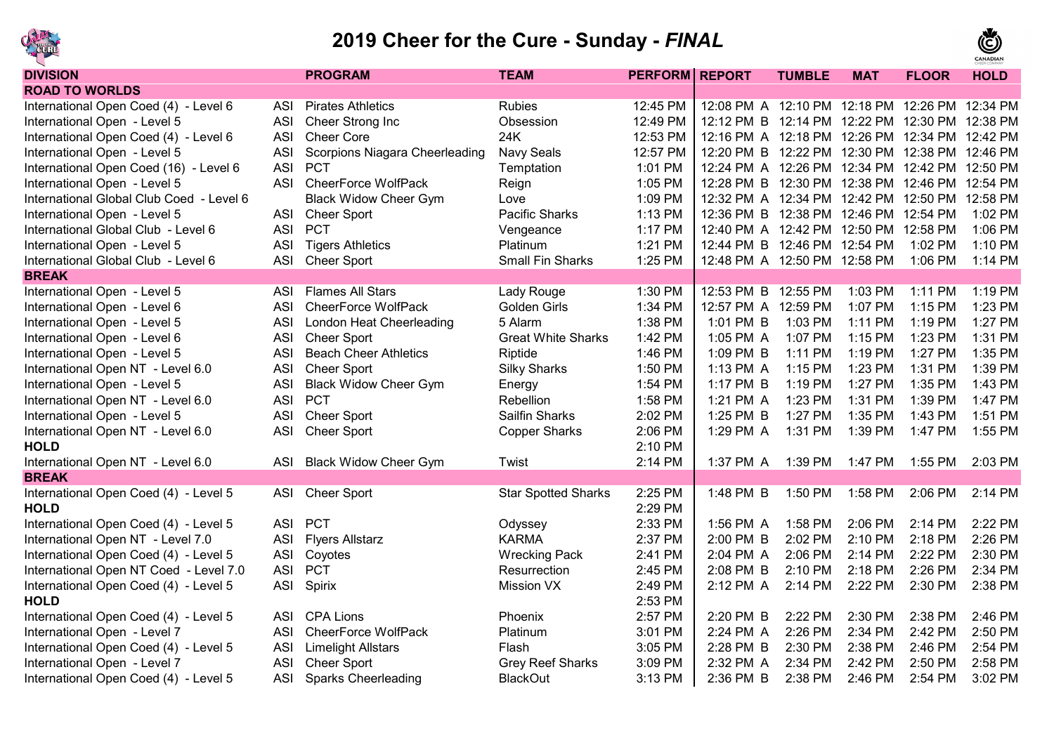# 2019 Cheer for the Cure - Sunday - *FINAL*

| DIVISION | | PROGRAM | TEAM | PERFORM | REPORT | TUMBLE | MAT | FLOOR | HOLD |
|---|---|---|---|---|---|---|---|---|---|
| **ROAD TO WORLDS** | | | | | | | | | |
| International Open Coed (4) - Level 6 | ASI | Pirates Athletics | Rubies | 12:45 PM | 12:08 PM A | 12:10 PM | 12:18 PM | 12:26 PM | 12:34 PM |
| International Open - Level 5 | ASI | Cheer Strong Inc | Obsession | 12:49 PM | 12:12 PM B | 12:14 PM | 12:22 PM | 12:30 PM | 12:38 PM |
| International Open Coed (4) - Level 6 | ASI | Cheer Core | 24K | 12:53 PM | 12:16 PM A | 12:18 PM | 12:26 PM | 12:34 PM | 12:42 PM |
| International Open - Level 5 | ASI | Scorpions Niagara Cheerleading | Navy Seals | 12:57 PM | 12:20 PM B | 12:22 PM | 12:30 PM | 12:38 PM | 12:46 PM |
| International Open Coed (16) - Level 6 | ASI | PCT | Temptation | 1:01 PM | 12:24 PM A | 12:26 PM | 12:34 PM | 12:42 PM | 12:50 PM |
| International Open - Level 5 | ASI | CheerForce WolfPack | Reign | 1:05 PM | 12:28 PM B | 12:30 PM | 12:38 PM | 12:46 PM | 12:54 PM |
| International Global Club Coed - Level 6 | | Black Widow Cheer Gym | Love | 1:09 PM | 12:32 PM A | 12:34 PM | 12:42 PM | 12:50 PM | 12:58 PM |
| International Open - Level 5 | ASI | Cheer Sport | Pacific Sharks | 1:13 PM | 12:36 PM B | 12:38 PM | 12:46 PM | 12:54 PM | 1:02 PM |
| International Global Club - Level 6 | ASI | PCT | Vengeance | 1:17 PM | 12:40 PM A | 12:42 PM | 12:50 PM | 12:58 PM | 1:06 PM |
| International Open - Level 5 | ASI | Tigers Athletics | Platinum | 1:21 PM | 12:44 PM B | 12:46 PM | 12:54 PM | 1:02 PM | 1:10 PM |
| International Global Club - Level 6 | ASI | Cheer Sport | Small Fin Sharks | 1:25 PM | 12:48 PM A | 12:50 PM | 12:58 PM | 1:06 PM | 1:14 PM |
| **BREAK** | | | | | | | | | |
| International Open - Level 5 | ASI | Flames All Stars | Lady Rouge | 1:30 PM | 12:53 PM B | 12:55 PM | 1:03 PM | 1:11 PM | 1:19 PM |
| International Open - Level 6 | ASI | CheerForce WolfPack | Golden Girls | 1:34 PM | 12:57 PM A | 12:59 PM | 1:07 PM | 1:15 PM | 1:23 PM |
| International Open - Level 5 | ASI | London Heat Cheerleading | 5 Alarm | 1:38 PM | 1:01 PM B | 1:03 PM | 1:11 PM | 1:19 PM | 1:27 PM |
| International Open - Level 6 | ASI | Cheer Sport | Great White Sharks | 1:42 PM | 1:05 PM A | 1:07 PM | 1:15 PM | 1:23 PM | 1:31 PM |
| International Open - Level 5 | ASI | Beach Cheer Athletics | Riptide | 1:46 PM | 1:09 PM B | 1:11 PM | 1:19 PM | 1:27 PM | 1:35 PM |
| International Open NT - Level 6.0 | ASI | Cheer Sport | Silky Sharks | 1:50 PM | 1:13 PM A | 1:15 PM | 1:23 PM | 1:31 PM | 1:39 PM |
| International Open - Level 5 | ASI | Black Widow Cheer Gym | Energy | 1:54 PM | 1:17 PM B | 1:19 PM | 1:27 PM | 1:35 PM | 1:43 PM |
| International Open NT - Level 6.0 | ASI | PCT | Rebellion | 1:58 PM | 1:21 PM A | 1:23 PM | 1:31 PM | 1:39 PM | 1:47 PM |
| International Open - Level 5 | ASI | Cheer Sport | Sailfin Sharks | 2:02 PM | 1:25 PM B | 1:27 PM | 1:35 PM | 1:43 PM | 1:51 PM |
| International Open NT - Level 6.0 | ASI | Cheer Sport | Copper Sharks | 2:06 PM | 1:29 PM A | 1:31 PM | 1:39 PM | 1:47 PM | 1:55 PM |
| **HOLD** | | | | 2:10 PM | | | | | |
| International Open NT - Level 6.0 | ASI | Black Widow Cheer Gym | Twist | 2:14 PM | 1:37 PM A | 1:39 PM | 1:47 PM | 1:55 PM | 2:03 PM |
| **BREAK** | | | | | | | | | |
| International Open Coed (4) - Level 5 | ASI | Cheer Sport | Star Spotted Sharks | 2:25 PM | 1:48 PM B | 1:50 PM | 1:58 PM | 2:06 PM | 2:14 PM |
| **HOLD** | | | | 2:29 PM | | | | | |
| International Open Coed (4) - Level 5 | ASI | PCT | Odyssey | 2:33 PM | 1:56 PM A | 1:58 PM | 2:06 PM | 2:14 PM | 2:22 PM |
| International Open NT - Level 7.0 | ASI | Flyers Allstarz | KARMA | 2:37 PM | 2:00 PM B | 2:02 PM | 2:10 PM | 2:18 PM | 2:26 PM |
| International Open Coed (4) - Level 5 | ASI | Coyotes | Wrecking Pack | 2:41 PM | 2:04 PM A | 2:06 PM | 2:14 PM | 2:22 PM | 2:30 PM |
| International Open NT Coed - Level 7.0 | ASI | PCT | Resurrection | 2:45 PM | 2:08 PM B | 2:10 PM | 2:18 PM | 2:26 PM | 2:34 PM |
| International Open Coed (4) - Level 5 | ASI | Spirix | Mission VX | 2:49 PM | 2:12 PM A | 2:14 PM | 2:22 PM | 2:30 PM | 2:38 PM |
| **HOLD** | | | | 2:53 PM | | | | | |
| International Open Coed (4) - Level 5 | ASI | CPA Lions | Phoenix | 2:57 PM | 2:20 PM B | 2:22 PM | 2:30 PM | 2:38 PM | 2:46 PM |
| International Open - Level 7 | ASI | CheerForce WolfPack | Platinum | 3:01 PM | 2:24 PM A | 2:26 PM | 2:34 PM | 2:42 PM | 2:50 PM |
| International Open Coed (4) - Level 5 | ASI | Limelight Allstars | Flash | 3:05 PM | 2:28 PM B | 2:30 PM | 2:38 PM | 2:46 PM | 2:54 PM |
| International Open - Level 7 | ASI | Cheer Sport | Grey Reef Sharks | 3:09 PM | 2:32 PM A | 2:34 PM | 2:42 PM | 2:50 PM | 2:58 PM |
| International Open Coed (4) - Level 5 | ASI | Sparks Cheerleading | BlackOut | 3:13 PM | 2:36 PM B | 2:38 PM | 2:46 PM | 2:54 PM | 3:02 PM |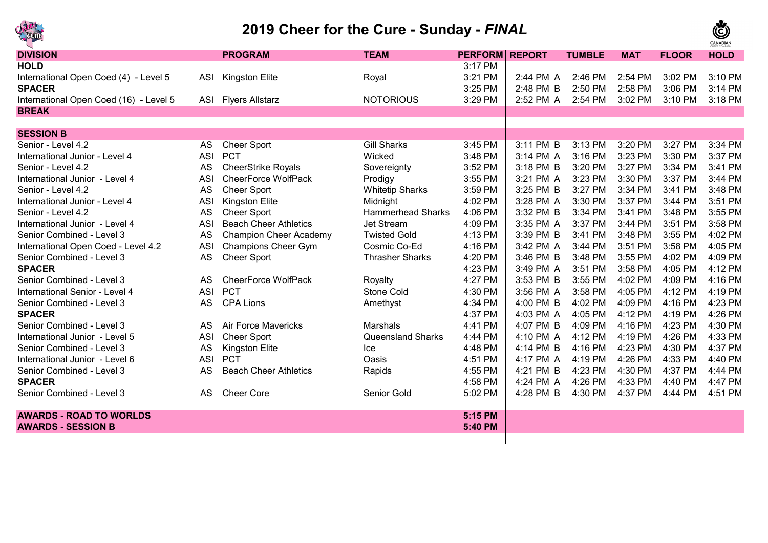# 2019 Cheer for the Cure - Sunday - *FINAL*

| DIVISION | | PROGRAM | TEAM | PERFORM | REPORT | TUMBLE | MAT | FLOOR | HOLD |
|---|---|---|---|---|---|---|---|---|---|
| **HOLD** | | | | 3:17 PM | | | | | |
| International Open Coed (4) - Level 5 | ASI | Kingston Elite | Royal | 3:21 PM | 2:44 PM A | 2:46 PM | 2:54 PM | 3:02 PM | 3:10 PM |
| **SPACER** | | | | 3:25 PM | 2:48 PM B | 2:50 PM | 2:58 PM | 3:06 PM | 3:14 PM |
| International Open Coed (16) - Level 5 | ASI | Flyers Allstarz | NOTORIOUS | 3:29 PM | 2:52 PM A | 2:54 PM | 3:02 PM | 3:10 PM | 3:18 PM |
| **BREAK** | | | | | | | | | |
| **SESSION B** | | | | | | | | | |
| Senior - Level 4.2 | AS | Cheer Sport | Gill Sharks | 3:45 PM | 3:11 PM B | 3:13 PM | 3:20 PM | 3:27 PM | 3:34 PM |
| International Junior - Level 4 | ASI | PCT | Wicked | 3:48 PM | 3:14 PM A | 3:16 PM | 3:23 PM | 3:30 PM | 3:37 PM |
| Senior - Level 4.2 | AS | CheerStrike Royals | Sovereignty | 3:52 PM | 3:18 PM B | 3:20 PM | 3:27 PM | 3:34 PM | 3:41 PM |
| International Junior - Level 4 | ASI | CheerForce WolfPack | Prodigy | 3:55 PM | 3:21 PM A | 3:23 PM | 3:30 PM | 3:37 PM | 3:44 PM |
| Senior - Level 4.2 | AS | Cheer Sport | Whitetip Sharks | 3:59 PM | 3:25 PM B | 3:27 PM | 3:34 PM | 3:41 PM | 3:48 PM |
| International Junior - Level 4 | ASI | Kingston Elite | Midnight | 4:02 PM | 3:28 PM A | 3:30 PM | 3:37 PM | 3:44 PM | 3:51 PM |
| Senior - Level 4.2 | AS | Cheer Sport | Hammerhead Sharks | 4:06 PM | 3:32 PM B | 3:34 PM | 3:41 PM | 3:48 PM | 3:55 PM |
| International Junior - Level 4 | ASI | Beach Cheer Athletics | Jet Stream | 4:09 PM | 3:35 PM A | 3:37 PM | 3:44 PM | 3:51 PM | 3:58 PM |
| Senior Combined - Level 3 | AS | Champion Cheer Academy | Twisted Gold | 4:13 PM | 3:39 PM B | 3:41 PM | 3:48 PM | 3:55 PM | 4:02 PM |
| International Open Coed - Level 4.2 | ASI | Champions Cheer Gym | Cosmic Co-Ed | 4:16 PM | 3:42 PM A | 3:44 PM | 3:51 PM | 3:58 PM | 4:05 PM |
| Senior Combined - Level 3 | AS | Cheer Sport | Thrasher Sharks | 4:20 PM | 3:46 PM B | 3:48 PM | 3:55 PM | 4:02 PM | 4:09 PM |
| **SPACER** | | | | 4:23 PM | 3:49 PM A | 3:51 PM | 3:58 PM | 4:05 PM | 4:12 PM |
| Senior Combined - Level 3 | AS | CheerForce WolfPack | Royalty | 4:27 PM | 3:53 PM B | 3:55 PM | 4:02 PM | 4:09 PM | 4:16 PM |
| International Senior - Level 4 | ASI | PCT | Stone Cold | 4:30 PM | 3:56 PM A | 3:58 PM | 4:05 PM | 4:12 PM | 4:19 PM |
| Senior Combined - Level 3 | AS | CPA Lions | Amethyst | 4:34 PM | 4:00 PM B | 4:02 PM | 4:09 PM | 4:16 PM | 4:23 PM |
| **SPACER** | | | | 4:37 PM | 4:03 PM A | 4:05 PM | 4:12 PM | 4:19 PM | 4:26 PM |
| Senior Combined - Level 3 | AS | Air Force Mavericks | Marshals | 4:41 PM | 4:07 PM B | 4:09 PM | 4:16 PM | 4:23 PM | 4:30 PM |
| International Junior - Level 5 | ASI | Cheer Sport | Queensland Sharks | 4:44 PM | 4:10 PM A | 4:12 PM | 4:19 PM | 4:26 PM | 4:33 PM |
| Senior Combined - Level 3 | AS | Kingston Elite | Ice | 4:48 PM | 4:14 PM B | 4:16 PM | 4:23 PM | 4:30 PM | 4:37 PM |
| International Junior - Level 6 | ASI | PCT | Oasis | 4:51 PM | 4:17 PM A | 4:19 PM | 4:26 PM | 4:33 PM | 4:40 PM |
| Senior Combined - Level 3 | AS | Beach Cheer Athletics | Rapids | 4:55 PM | 4:21 PM B | 4:23 PM | 4:30 PM | 4:37 PM | 4:44 PM |
| **SPACER** | | | | 4:58 PM | 4:24 PM A | 4:26 PM | 4:33 PM | 4:40 PM | 4:47 PM |
| Senior Combined - Level 3 | AS | Cheer Core | Senior Gold | 5:02 PM | 4:28 PM B | 4:30 PM | 4:37 PM | 4:44 PM | 4:51 PM |
| **AWARDS - ROAD TO WORLDS** | | | | **5:15 PM** | | | | | |
| **AWARDS - SESSION B** | | | | **5:40 PM** | | | | | |